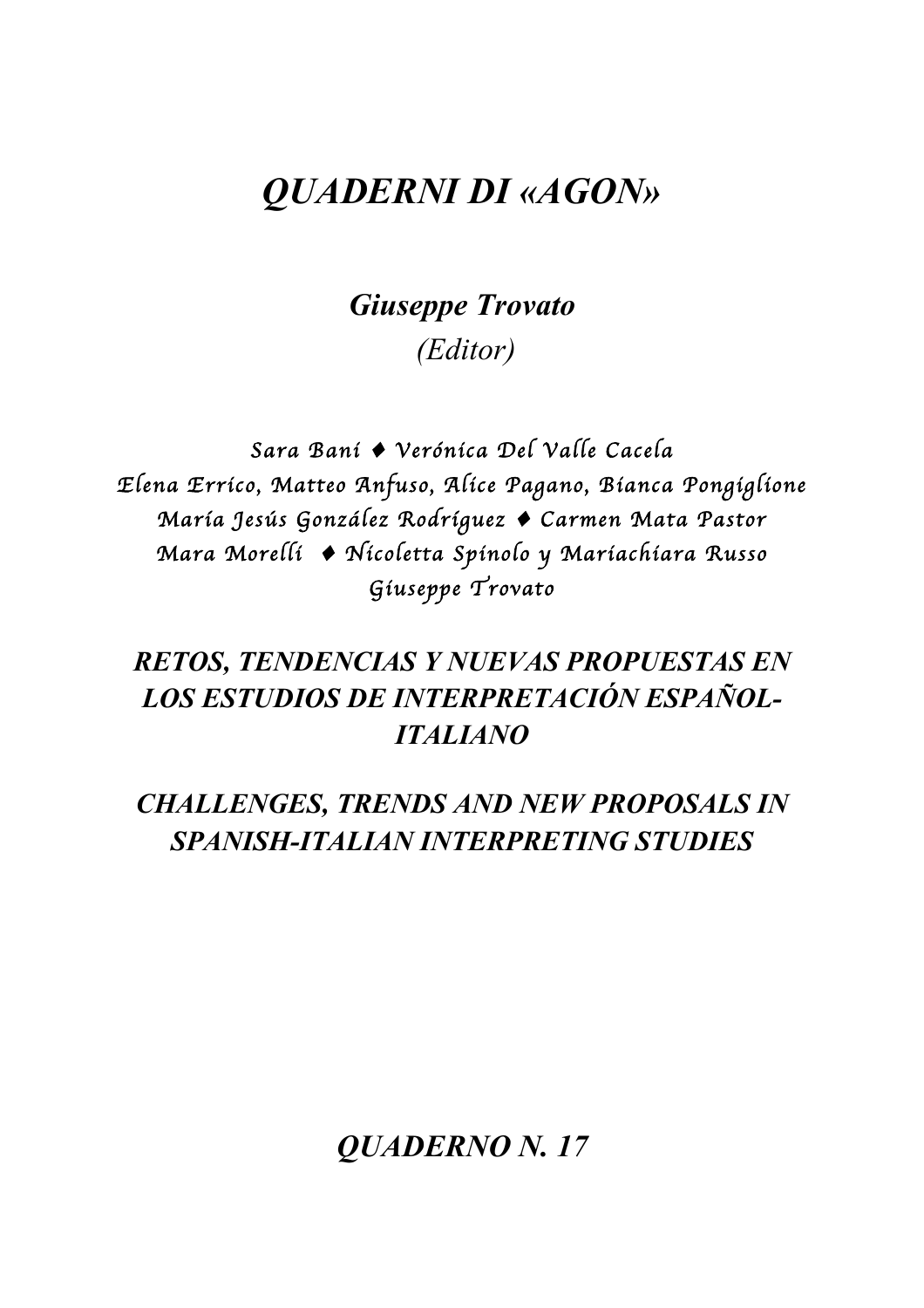# *QUADERNI DI «AGON»*

***Giuseppe Trovato***

*(Editor)*

*Sara Bani ♦ Verónica Del Valle Cacela*
*Elena Errico, Matteo Anfuso, Alice Pagano, Bianca Pongiglione*
*María Jesús González Rodríguez ♦ Carmen Mata Pastor*
*Mara Morelli ♦ Nicoletta Spinolo y Mariachiara Russo*
*Giuseppe Trovato*

## *RETOS, TENDENCIAS Y NUEVAS PROPUESTAS EN LOS ESTUDIOS DE INTERPRETACIÓN ESPAÑOL-ITALIANO*

## *CHALLENGES, TRENDS AND NEW PROPOSALS IN SPANISH-ITALIAN INTERPRETING STUDIES*

*QUADERNO N. 17*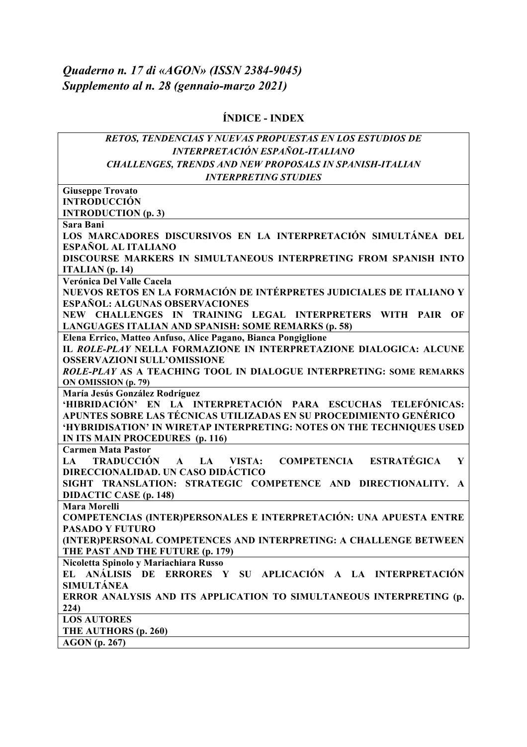*Quaderno n. 17 di «AGON» (ISSN 2384-9045)*
*Supplemento al n. 28 (gennaio-marzo 2021)*

## ÍNDICE - INDEX

***RETOS, TENDENCIAS Y NUEVAS PROPUESTAS EN LOS ESTUDIOS DE INTERPRETACIÓN ESPAÑOL-ITALIANO***
***CHALLENGES, TRENDS AND NEW PROPOSALS IN SPANISH-ITALIAN INTERPRETING STUDIES***

**Giuseppe Trovato**
**INTRODUCCIÓN**
**INTRODUCTION (p. 3)**

**Sara Bani**
**LOS MARCADORES DISCURSIVOS EN LA INTERPRETACIÓN SIMULTÁNEA DEL ESPAÑOL AL ITALIANO**
**DISCOURSE MARKERS IN SIMULTANEOUS INTERPRETING FROM SPANISH INTO ITALIAN (p. 14)**

**Verónica Del Valle Cacela**
**NUEVOS RETOS EN LA FORMACIÓN DE INTÉRPRETES JUDICIALES DE ITALIANO Y ESPAÑOL: ALGUNAS OBSERVACIONES**
**NEW CHALLENGES IN TRAINING LEGAL INTERPRETERS WITH PAIR OF LANGUAGES ITALIAN AND SPANISH: SOME REMARKS (p. 58)**

**Elena Errico, Matteo Anfuso, Alice Pagano, Bianca Pongiglione**
**IL *ROLE-PLAY* NELLA FORMAZIONE IN INTERPRETAZIONE DIALOGICA: ALCUNE OSSERVAZIONI SULL'OMISSIONE**
***ROLE-PLAY* AS A TEACHING TOOL IN DIALOGUE INTERPRETING: SOME REMARKS ON OMISSION (p. 79)**

**María Jesús González Rodríguez**
**'HIBRIDACIÓN' EN LA INTERPRETACIÓN PARA ESCUCHAS TELEFÓNICAS: APUNTES SOBRE LAS TÉCNICAS UTILIZADAS EN SU PROCEDIMIENTO GENÉRICO**
**'HYBRIDISATION' IN WIRETAP INTERPRETING: NOTES ON THE TECHNIQUES USED IN ITS MAIN PROCEDURES (p. 116)**

**Carmen Mata Pastor**
**LA TRADUCCIÓN A LA VISTA: COMPETENCIA ESTRATÉGICA Y DIRECCIONALIDAD. UN CASO DIDÁCTICO**
**SIGHT TRANSLATION: STRATEGIC COMPETENCE AND DIRECTIONALITY. A DIDACTIC CASE (p. 148)**

**Mara Morelli**
**COMPETENCIAS (INTER)PERSONALES E INTERPRETACIÓN: UNA APUESTA ENTRE PASADO Y FUTURO**
**(INTER)PERSONAL COMPETENCES AND INTERPRETING: A CHALLENGE BETWEEN THE PAST AND THE FUTURE (p. 179)**

**Nicoletta Spinolo y Mariachiara Russo**
**EL ANÁLISIS DE ERRORES Y SU APLICACIÓN A LA INTERPRETACIÓN SIMULTÁNEA**
**ERROR ANALYSIS AND ITS APPLICATION TO SIMULTANEOUS INTERPRETING (p. 224)**

**LOS AUTORES**
**THE AUTHORS (p. 260)**

**AGON (p. 267)**